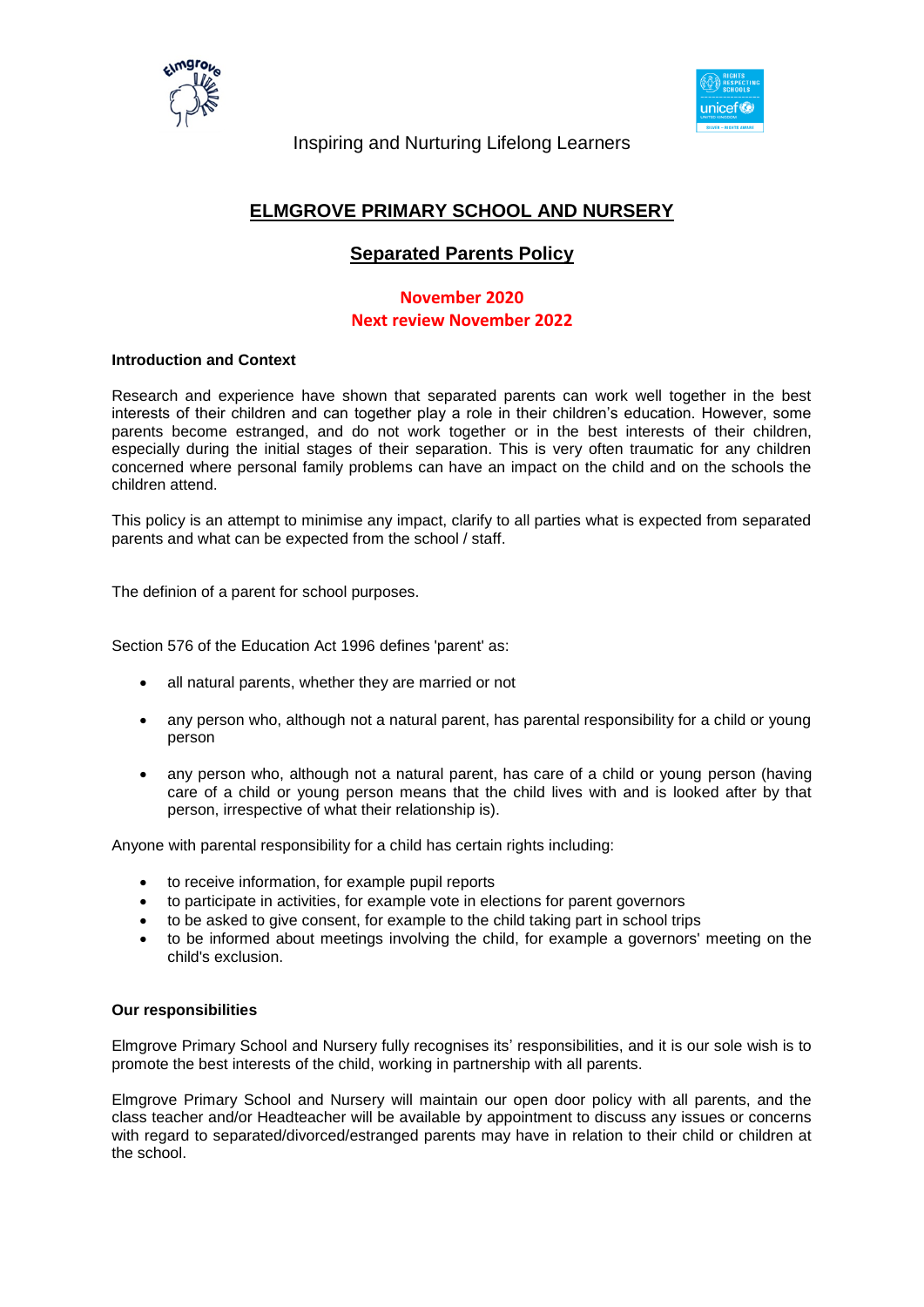Inspiring and Nurturing Lifelong Learners

# ELMGROVE PRIMARY SCHOOL AND NURSERY

## Separated Parents Policy

**November 2020**
**Next review November 2022**

### Introduction and Context

Research and experience have shown that separated parents can work well together in the best interests of their children and can together play a role in their children's education. However, some parents become estranged, and do not work together or in the best interests of their children, especially during the initial stages of their separation. This is very often traumatic for any children concerned where personal family problems can have an impact on the child and on the schools the children attend.

This policy is an attempt to minimise any impact, clarify to all parties what is expected from separated parents and what can be expected from the school / staff.

The definion of a parent for school purposes.

Section 576 of the Education Act 1996 defines 'parent' as:

- all natural parents, whether they are married or not
- any person who, although not a natural parent, has parental responsibility for a child or young person
- any person who, although not a natural parent, has care of a child or young person (having care of a child or young person means that the child lives with and is looked after by that person, irrespective of what their relationship is).

Anyone with parental responsibility for a child has certain rights including:

- to receive information, for example pupil reports
- to participate in activities, for example vote in elections for parent governors
- to be asked to give consent, for example to the child taking part in school trips
- to be informed about meetings involving the child, for example a governors' meeting on the child's exclusion.

### Our responsibilities

Elmgrove Primary School and Nursery fully recognises its' responsibilities, and it is our sole wish is to promote the best interests of the child, working in partnership with all parents.

Elmgrove Primary School and Nursery will maintain our open door policy with all parents, and the class teacher and/or Headteacher will be available by appointment to discuss any issues or concerns with regard to separated/divorced/estranged parents may have in relation to their child or children at the school.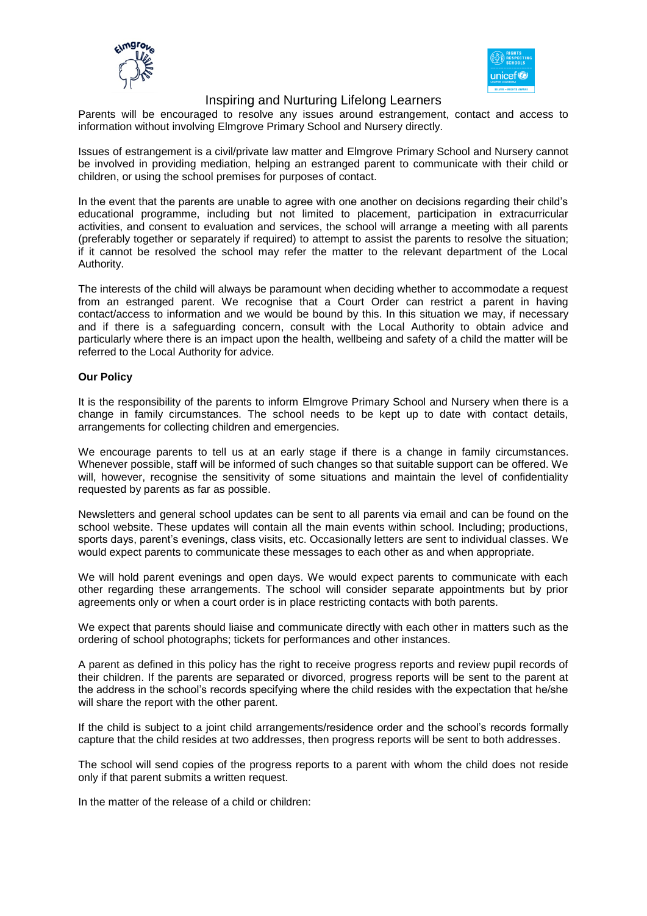Parents will be encouraged to resolve any issues around estrangement, contact and access to information without involving Elmgrove Primary School and Nursery directly.

Issues of estrangement is a civil/private law matter and Elmgrove Primary School and Nursery cannot be involved in providing mediation, helping an estranged parent to communicate with their child or children, or using the school premises for purposes of contact.

In the event that the parents are unable to agree with one another on decisions regarding their child's educational programme, including but not limited to placement, participation in extracurricular activities, and consent to evaluation and services, the school will arrange a meeting with all parents (preferably together or separately if required) to attempt to assist the parents to resolve the situation; if it cannot be resolved the school may refer the matter to the relevant department of the Local Authority.

The interests of the child will always be paramount when deciding whether to accommodate a request from an estranged parent. We recognise that a Court Order can restrict a parent in having contact/access to information and we would be bound by this. In this situation we may, if necessary and if there is a safeguarding concern, consult with the Local Authority to obtain advice and particularly where there is an impact upon the health, wellbeing and safety of a child the matter will be referred to the Local Authority for advice.

**Our Policy**

It is the responsibility of the parents to inform Elmgrove Primary School and Nursery when there is a change in family circumstances. The school needs to be kept up to date with contact details, arrangements for collecting children and emergencies.

We encourage parents to tell us at an early stage if there is a change in family circumstances. Whenever possible, staff will be informed of such changes so that suitable support can be offered. We will, however, recognise the sensitivity of some situations and maintain the level of confidentiality requested by parents as far as possible.

Newsletters and general school updates can be sent to all parents via email and can be found on the school website. These updates will contain all the main events within school. Including; productions, sports days, parent's evenings, class visits, etc. Occasionally letters are sent to individual classes. We would expect parents to communicate these messages to each other as and when appropriate.

We will hold parent evenings and open days. We would expect parents to communicate with each other regarding these arrangements. The school will consider separate appointments but by prior agreements only or when a court order is in place restricting contacts with both parents.

We expect that parents should liaise and communicate directly with each other in matters such as the ordering of school photographs; tickets for performances and other instances.

A parent as defined in this policy has the right to receive progress reports and review pupil records of their children. If the parents are separated or divorced, progress reports will be sent to the parent at the address in the school's records specifying where the child resides with the expectation that he/she will share the report with the other parent.

If the child is subject to a joint child arrangements/residence order and the school's records formally capture that the child resides at two addresses, then progress reports will be sent to both addresses.

The school will send copies of the progress reports to a parent with whom the child does not reside only if that parent submits a written request.

In the matter of the release of a child or children: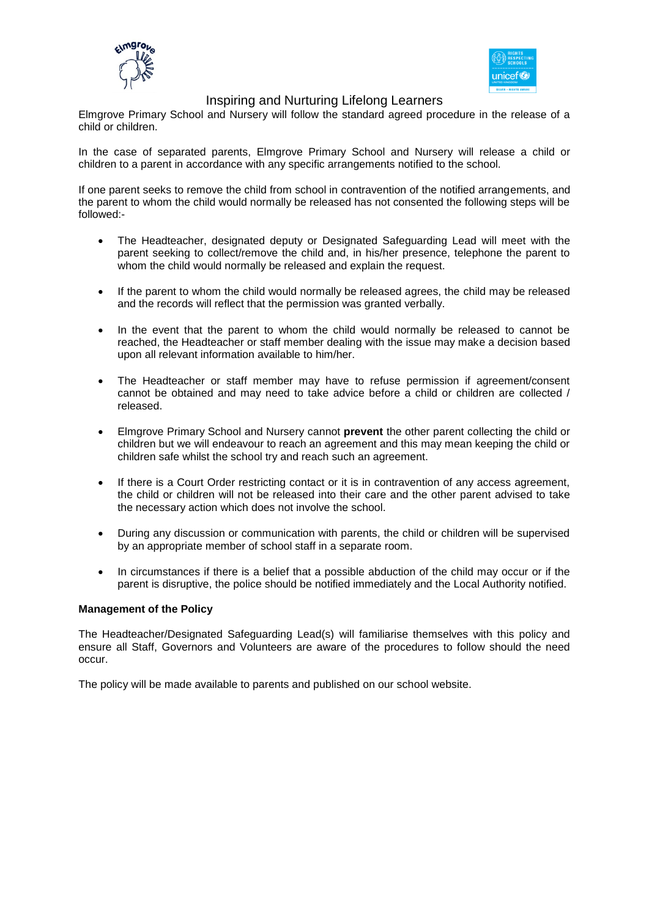Inspiring and Nurturing Lifelong Learners

Elmgrove Primary School and Nursery will follow the standard agreed procedure in the release of a child or children.

In the case of separated parents, Elmgrove Primary School and Nursery will release a child or children to a parent in accordance with any specific arrangements notified to the school.

If one parent seeks to remove the child from school in contravention of the notified arrangements, and the parent to whom the child would normally be released has not consented the following steps will be followed:-

- The Headteacher, designated deputy or Designated Safeguarding Lead will meet with the parent seeking to collect/remove the child and, in his/her presence, telephone the parent to whom the child would normally be released and explain the request.
- If the parent to whom the child would normally be released agrees, the child may be released and the records will reflect that the permission was granted verbally.
- In the event that the parent to whom the child would normally be released to cannot be reached, the Headteacher or staff member dealing with the issue may make a decision based upon all relevant information available to him/her.
- The Headteacher or staff member may have to refuse permission if agreement/consent cannot be obtained and may need to take advice before a child or children are collected / released.
- Elmgrove Primary School and Nursery cannot **prevent** the other parent collecting the child or children but we will endeavour to reach an agreement and this may mean keeping the child or children safe whilst the school try and reach such an agreement.
- If there is a Court Order restricting contact or it is in contravention of any access agreement, the child or children will not be released into their care and the other parent advised to take the necessary action which does not involve the school.
- During any discussion or communication with parents, the child or children will be supervised by an appropriate member of school staff in a separate room.
- In circumstances if there is a belief that a possible abduction of the child may occur or if the parent is disruptive, the police should be notified immediately and the Local Authority notified.

**Management of the Policy**

The Headteacher/Designated Safeguarding Lead(s) will familiarise themselves with this policy and ensure all Staff, Governors and Volunteers are aware of the procedures to follow should the need occur.

The policy will be made available to parents and published on our school website.